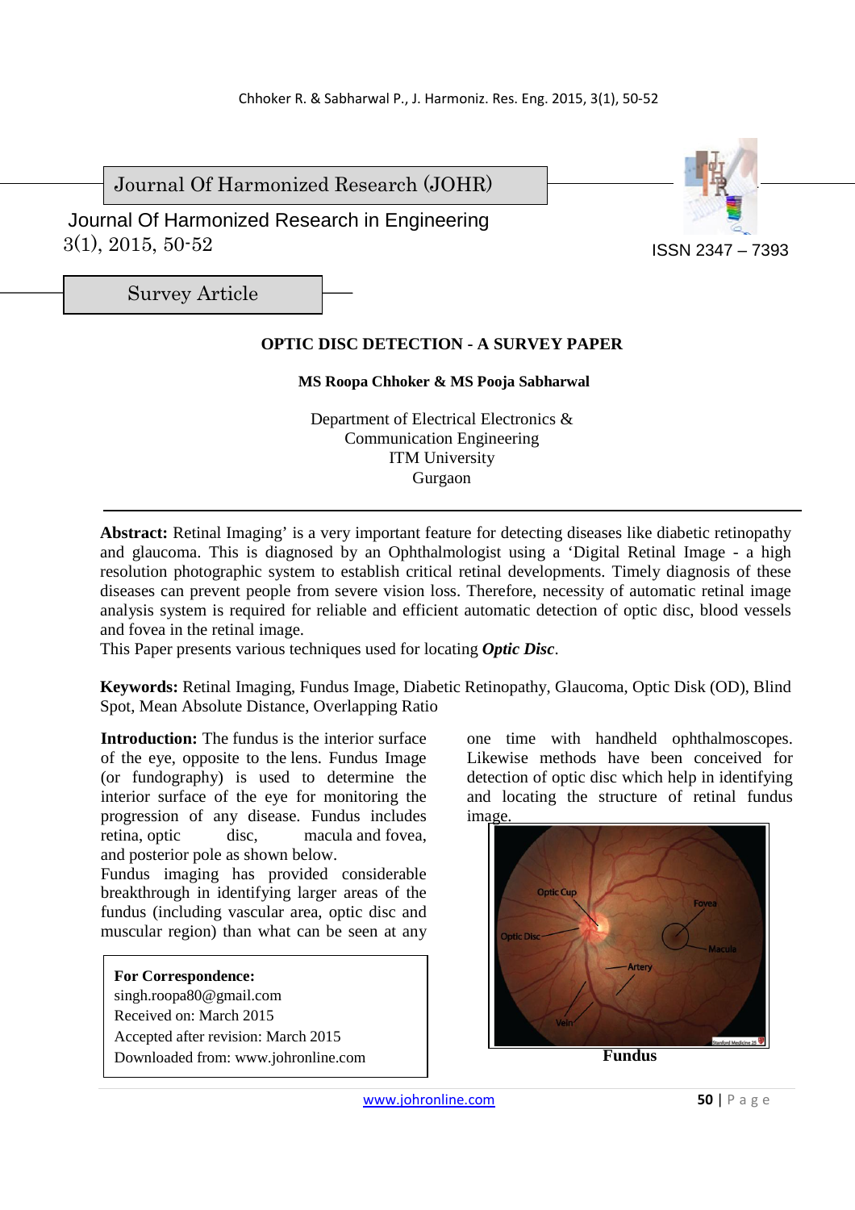Journal Of Harmonized Research (JOHR)

Journal Of Harmonized Research in Engineering
3(1), 2015, 50-52

ISSN 2347 – 7393

Survey Article

# OPTIC DISC DETECTION - A SURVEY PAPER

**MS Roopa Chhoker & MS Pooja Sabharwal**

Department of Electrical Electronics &
Communication Engineering
ITM University
Gurgaon

**Abstract:** Retinal Imaging' is a very important feature for detecting diseases like diabetic retinopathy and glaucoma. This is diagnosed by an Ophthalmologist using a 'Digital Retinal Image - a high resolution photographic system to establish critical retinal developments. Timely diagnosis of these diseases can prevent people from severe vision loss. Therefore, necessity of automatic retinal image analysis system is required for reliable and efficient automatic detection of optic disc, blood vessels and fovea in the retinal image.
This Paper presents various techniques used for locating ***Optic Disc***.

**Keywords:** Retinal Imaging, Fundus Image, Diabetic Retinopathy, Glaucoma, Optic Disk (OD), Blind Spot, Mean Absolute Distance, Overlapping Ratio

**Introduction:** The fundus is the interior surface of the eye, opposite to the lens. Fundus Image (or fundography) is used to determine the interior surface of the eye for monitoring the progression of any disease. Fundus includes retina, optic disc, macula and fovea, and posterior pole as shown below.
Fundus imaging has provided considerable breakthrough in identifying larger areas of the fundus (including vascular area, optic disc and muscular region) than what can be seen at any one time with handheld ophthalmoscopes. Likewise methods have been conceived for detection of optic disc which help in identifying and locating the structure of retinal fundus image.

**Fundus**

**For Correspondence:**
singh.roopa80@gmail.com
Received on: March 2015
Accepted after revision: March 2015
Downloaded from: www.johronline.com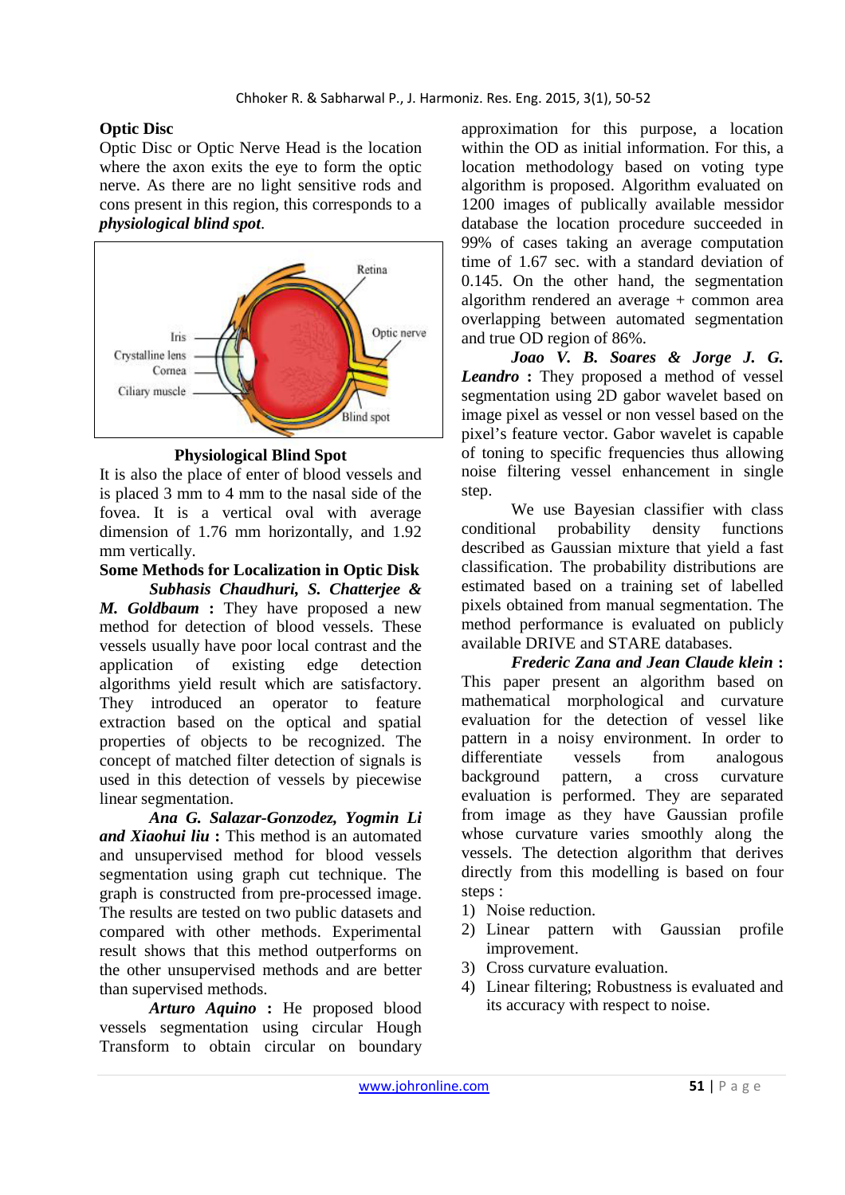## Optic Disc

Optic Disc or Optic Nerve Head is the location where the axon exits the eye to form the optic nerve. As there are no light sensitive rods and cons present in this region, this corresponds to a ***physiological blind spot***.

**Physiological Blind Spot**

It is also the place of enter of blood vessels and is placed 3 mm to 4 mm to the nasal side of the fovea. It is a vertical oval with average dimension of 1.76 mm horizontally, and 1.92 mm vertically.

## Some Methods for Localization in Optic Disk

***Subhasis Chaudhuri, S. Chatterjee & M. Goldbaum*** **:** They have proposed a new method for detection of blood vessels. These vessels usually have poor local contrast and the application of existing edge detection algorithms yield result which are satisfactory. They introduced an operator to feature extraction based on the optical and spatial properties of objects to be recognized. The concept of matched filter detection of signals is used in this detection of vessels by piecewise linear segmentation.

***Ana G. Salazar-Gonzodez, Yogmin Li and Xiaohui liu*** **:** This method is an automated and unsupervised method for blood vessels segmentation using graph cut technique. The graph is constructed from pre-processed image. The results are tested on two public datasets and compared with other methods. Experimental result shows that this method outperforms on the other unsupervised methods and are better than supervised methods.

***Arturo Aquino*** **:** He proposed blood vessels segmentation using circular Hough Transform to obtain circular on boundary approximation for this purpose, a location within the OD as initial information. For this, a location methodology based on voting type algorithm is proposed. Algorithm evaluated on 1200 images of publically available messidor database the location procedure succeeded in 99% of cases taking an average computation time of 1.67 sec. with a standard deviation of 0.145. On the other hand, the segmentation algorithm rendered an average + common area overlapping between automated segmentation and true OD region of 86%.

***Joao V. B. Soares & Jorge J. G. Leandro*** **:** They proposed a method of vessel segmentation using 2D gabor wavelet based on image pixel as vessel or non vessel based on the pixel's feature vector. Gabor wavelet is capable of toning to specific frequencies thus allowing noise filtering vessel enhancement in single step.

We use Bayesian classifier with class conditional probability density functions described as Gaussian mixture that yield a fast classification. The probability distributions are estimated based on a training set of labelled pixels obtained from manual segmentation. The method performance is evaluated on publicly available DRIVE and STARE databases.

***Frederic Zana and Jean Claude klein*** **:** This paper present an algorithm based on mathematical morphological and curvature evaluation for the detection of vessel like pattern in a noisy environment. In order to differentiate vessels from analogous background pattern, a cross curvature evaluation is performed. They are separated from image as they have Gaussian profile whose curvature varies smoothly along the vessels. The detection algorithm that derives directly from this modelling is based on four steps :

1) Noise reduction.
2) Linear pattern with Gaussian profile improvement.
3) Cross curvature evaluation.
4) Linear filtering; Robustness is evaluated and its accuracy with respect to noise.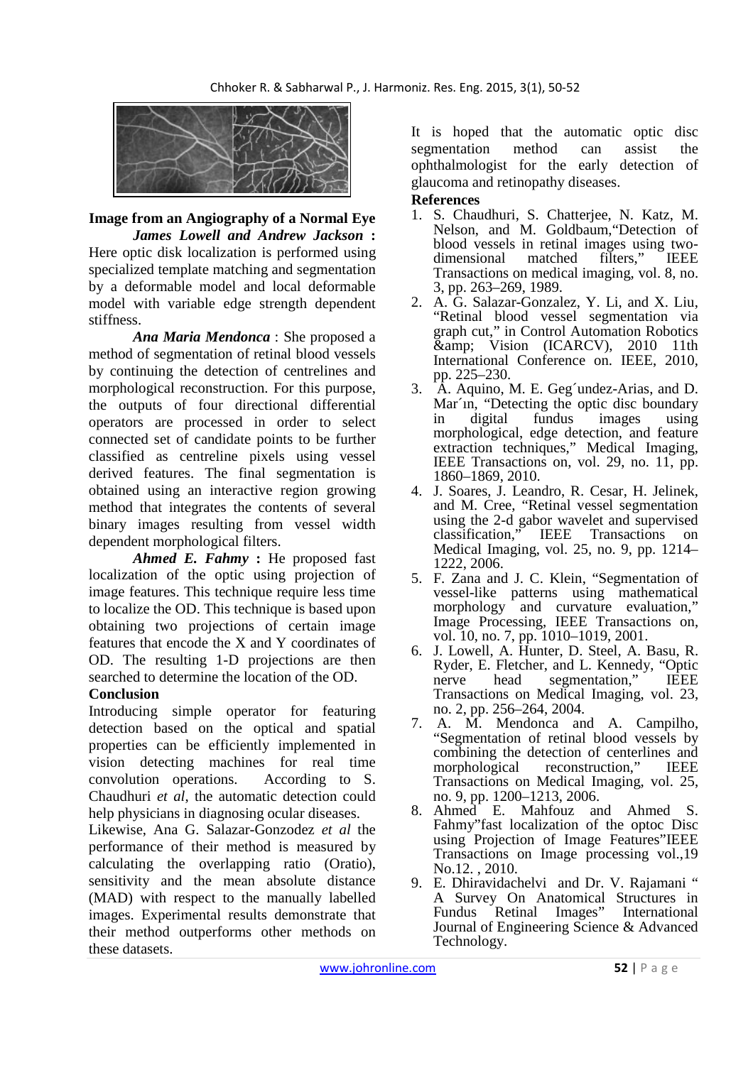**Image from an Angiography of a Normal Eye**

***James Lowell and Andrew Jackson* :** Here optic disk localization is performed using specialized template matching and segmentation by a deformable model and local deformable model with variable edge strength dependent stiffness.

***Ana Maria Mendonca*** : She proposed a method of segmentation of retinal blood vessels by continuing the detection of centrelines and morphological reconstruction. For this purpose, the outputs of four directional differential operators are processed in order to select connected set of candidate points to be further classified as centreline pixels using vessel derived features. The final segmentation is obtained using an interactive region growing method that integrates the contents of several binary images resulting from vessel width dependent morphological filters.

***Ahmed E. Fahmy* :** He proposed fast localization of the optic using projection of image features. This technique require less time to localize the OD. This technique is based upon obtaining two projections of certain image features that encode the X and Y coordinates of OD. The resulting 1-D projections are then searched to determine the location of the OD.

**Conclusion**

Introducing simple operator for featuring detection based on the optical and spatial properties can be efficiently implemented in vision detecting machines for real time convolution operations. According to S. Chaudhuri *et al*, the automatic detection could help physicians in diagnosing ocular diseases.

Likewise, Ana G. Salazar-Gonzodez *et al* the performance of their method is measured by calculating the overlapping ratio (Oratio), sensitivity and the mean absolute distance (MAD) with respect to the manually labelled images. Experimental results demonstrate that their method outperforms other methods on these datasets.

It is hoped that the automatic optic disc segmentation method can assist the ophthalmologist for the early detection of glaucoma and retinopathy diseases.

**References**

1. S. Chaudhuri, S. Chatterjee, N. Katz, M. Nelson, and M. Goldbaum,"Detection of blood vessels in retinal images using two-dimensional matched filters," IEEE Transactions on medical imaging, vol. 8, no. 3, pp. 263–269, 1989.
2. A. G. Salazar-Gonzalez, Y. Li, and X. Liu, "Retinal blood vessel segmentation via graph cut," in Control Automation Robotics &amp; Vision (ICARCV), 2010 11th International Conference on. IEEE, 2010, pp. 225–230.
3. A. Aquino, M. E. Geg´undez-Arias, and D. Mar´ın, "Detecting the optic disc boundary in digital fundus images using morphological, edge detection, and feature extraction techniques," Medical Imaging, IEEE Transactions on, vol. 29, no. 11, pp. 1860–1869, 2010.
4. J. Soares, J. Leandro, R. Cesar, H. Jelinek, and M. Cree, "Retinal vessel segmentation using the 2-d gabor wavelet and supervised classification," IEEE Transactions on Medical Imaging, vol. 25, no. 9, pp. 1214–1222, 2006.
5. F. Zana and J. C. Klein, "Segmentation of vessel-like patterns using mathematical morphology and curvature evaluation," Image Processing, IEEE Transactions on, vol. 10, no. 7, pp. 1010–1019, 2001.
6. J. Lowell, A. Hunter, D. Steel, A. Basu, R. Ryder, E. Fletcher, and L. Kennedy, "Optic nerve head segmentation," IEEE Transactions on Medical Imaging, vol. 23, no. 2, pp. 256–264, 2004.
7. A. M. Mendonca and A. Campilho, "Segmentation of retinal blood vessels by combining the detection of centerlines and morphological reconstruction," IEEE Transactions on Medical Imaging, vol. 25, no. 9, pp. 1200–1213, 2006.
8. Ahmed E. Mahfouz and Ahmed S. Fahmy"fast localization of the optoc Disc using Projection of Image Features"IEEE Transactions on Image processing vol.,19 No.12. , 2010.
9. E. Dhiravidachelvi and Dr. V. Rajamani " A Survey On Anatomical Structures in Fundus Retinal Images" International Journal of Engineering Science & Advanced Technology.